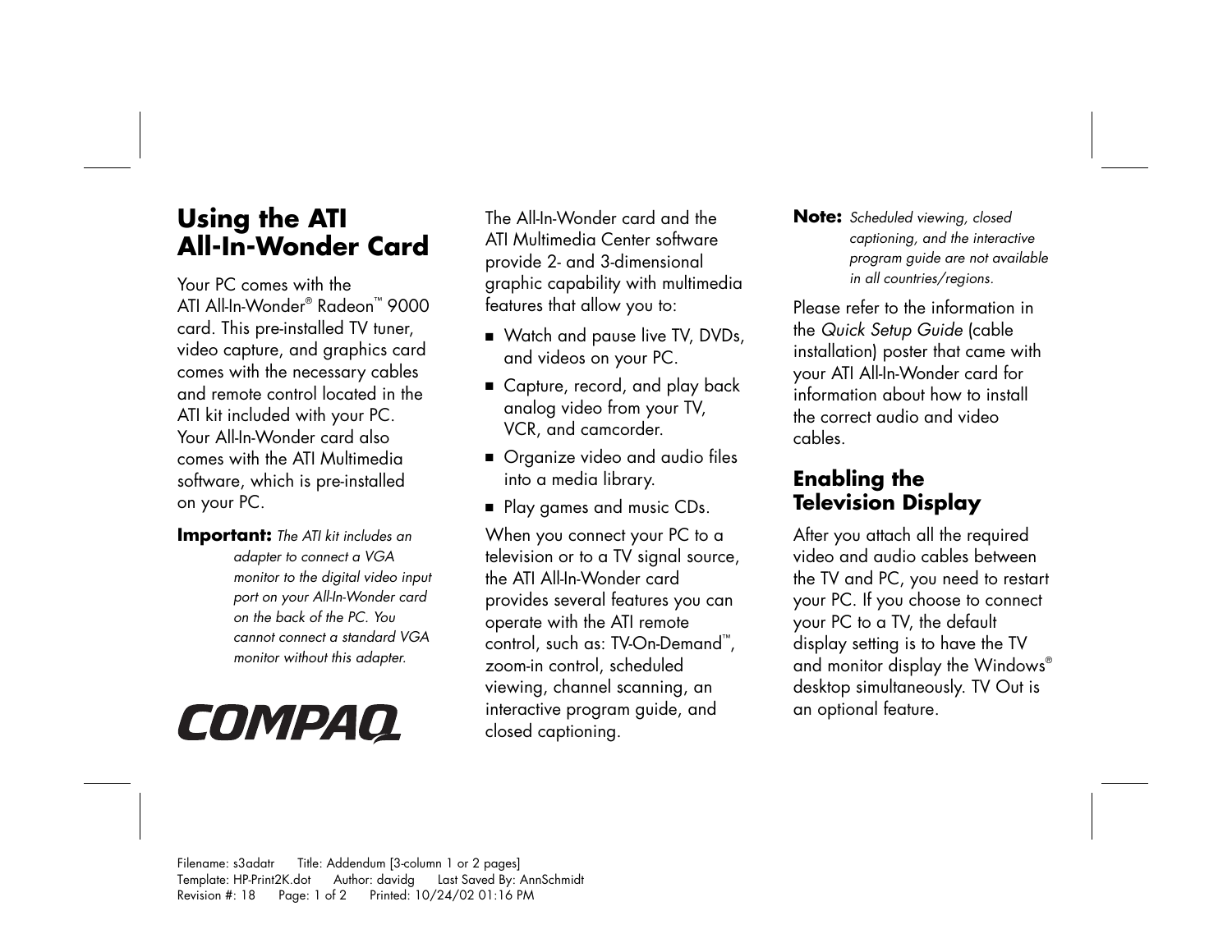# Using the ATI All-In-Wonder Card

Your PC comes with the ATI All-In-Wonder® Radeon™ 9000 card. This pre-installed TV tuner, video capture, and graphics card comes with the necessary cables and remote control located in the ATI kit included with your PC. Your All-In-Wonder card also comes with the ATI Multimedia software, which is pre-installed on your PC.

**Important:** *The ATI kit includes an adapter to connect a VGA monitor to the digital video input port on your All-In-Wonder card on the back of the PC. You cannot connect a standard VGA monitor without this adapter.*

COMPAQ

The All-In-Wonder card and the ATI Multimedia Center software provide 2- and 3-dimensional graphic capability with multimedia features that allow you to:

- Watch and pause live TV, DVDs, and videos on your PC.
- Capture, record, and play back analog video from your TV, VCR, and camcorder.
- Organize video and audio files into a media library.
- Play games and music CDs.

When you connect your PC to a television or to a TV signal source, the ATI All-In-Wonder card provides several features you can operate with the ATI remote control, such as: TV-On-Demand™, zoom-in control, scheduled viewing, channel scanning, an interactive program guide, and closed captioning.

**Note:** *Scheduled viewing, closed captioning, and the interactive program guide are not available in all countries/regions.*

Please refer to the information in the *Quick Setup Guide* (cable installation) poster that came with your ATI All-In-Wonder card for information about how to install the correct audio and video cables.

## Enabling the Television Display

After you attach all the required video and audio cables between the TV and PC, you need to restart your PC. If you choose to connect your PC to a TV, the default display setting is to have the TV and monitor display the Windows® desktop simultaneously. TV Out is an optional feature.

Filename: s3adatr Title: Addendum [3-column 1 or 2 pages]
Template: HP-Print2K.dot Author: davidg Last Saved By: AnnSchmidt
Revision #: 18 Page: 1 of 2 Printed: 10/24/02 01:16 PM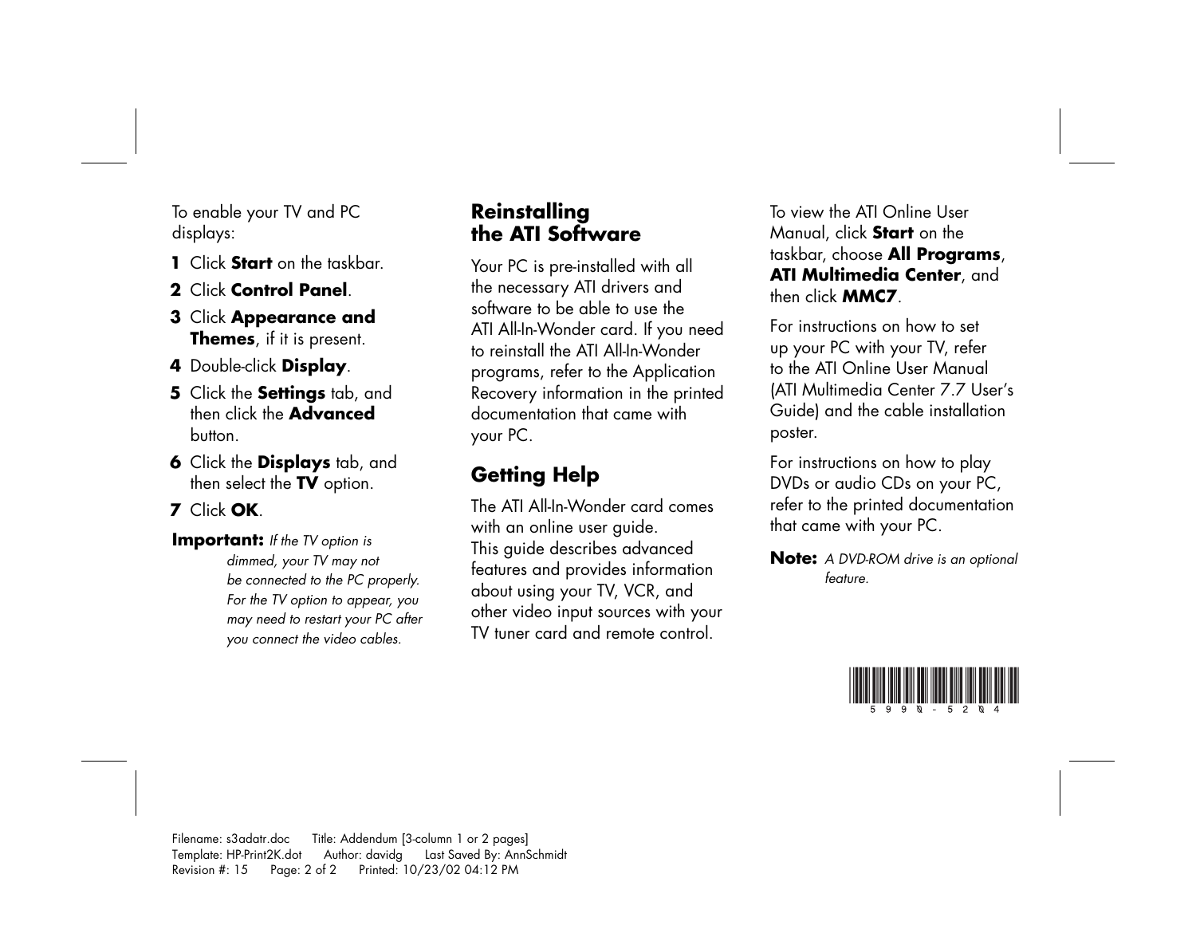To enable your TV and PC displays:

1. Click **Start** on the taskbar.
2. Click **Control Panel**.
3. Click **Appearance and Themes**, if it is present.
4. Double-click **Display**.
5. Click the **Settings** tab, and then click the **Advanced** button.
6. Click the **Displays** tab, and then select the **TV** option.
7. Click **OK**.

**Important:** *If the TV option is dimmed, your TV may not be connected to the PC properly. For the TV option to appear, you may need to restart your PC after you connect the video cables.*

## Reinstalling the ATI Software

Your PC is pre-installed with all the necessary ATI drivers and software to be able to use the ATI All-In-Wonder card. If you need to reinstall the ATI All-In-Wonder programs, refer to the Application Recovery information in the printed documentation that came with your PC.

## Getting Help

The ATI All-In-Wonder card comes with an online user guide. This guide describes advanced features and provides information about using your TV, VCR, and other video input sources with your TV tuner card and remote control.

To view the ATI Online User Manual, click **Start** on the taskbar, choose **All Programs**, **ATI Multimedia Center**, and then click **MMC7**.

For instructions on how to set up your PC with your TV, refer to the ATI Online User Manual (ATI Multimedia Center 7.7 User's Guide) and the cable installation poster.

For instructions on how to play DVDs or audio CDs on your PC, refer to the printed documentation that came with your PC.

**Note:** *A DVD-ROM drive is an optional feature.*

5990-5204

Filename: s3adatr.doc Title: Addendum [3-column 1 or 2 pages]
Template: HP-Print2K.dot Author: davidg Last Saved By: AnnSchmidt
Revision #: 15 Page: 2 of 2 Printed: 10/23/02 04:12 PM